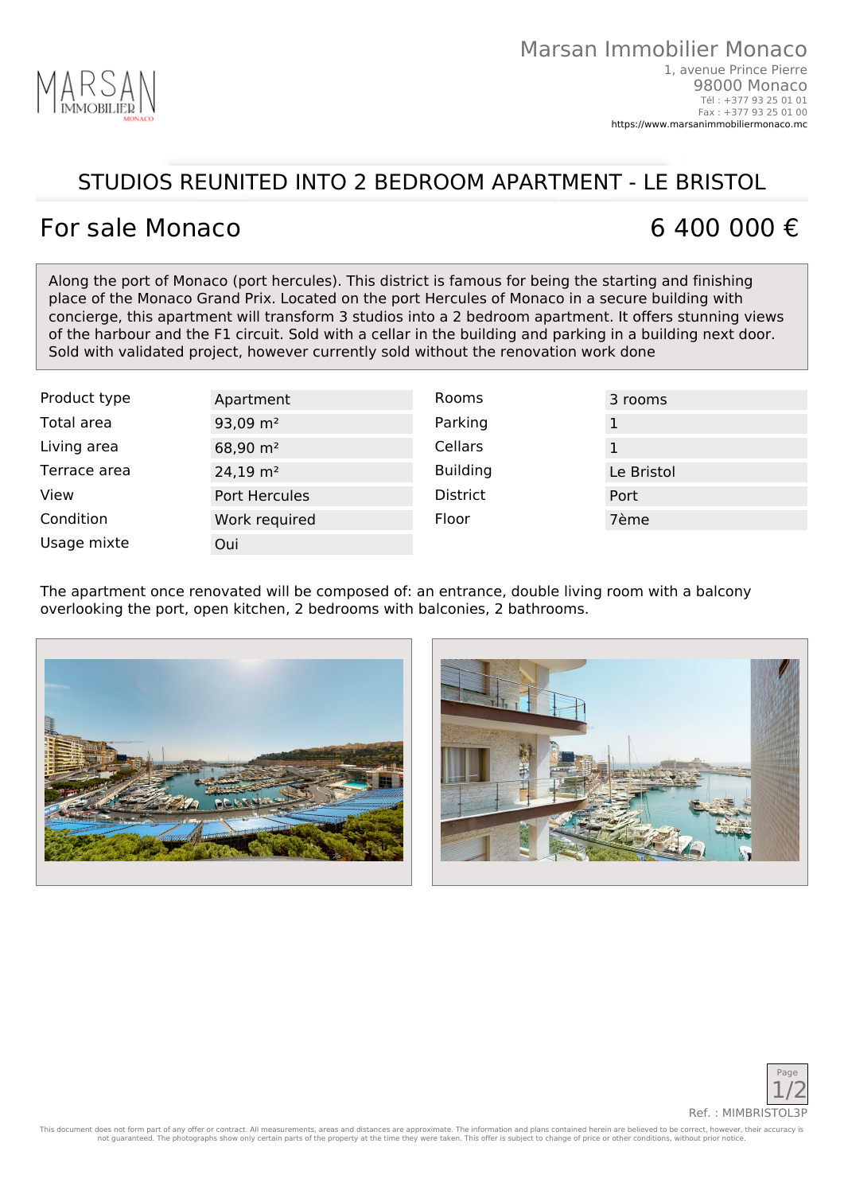Marsan Immobilier Monaco
1, avenue Prince Pierre
98000 Monaco
Tél : +377 93 25 01 01
Fax : +377 93 25 01 00
https://www.marsanimmobiliermonaco.mc

# STUDIOS REUNITED INTO 2 BEDROOM APARTMENT - LE BRISTOL

## For sale Monaco

## 6 400 000 €

Along the port of Monaco (port hercules). This district is famous for being the starting and finishing place of the Monaco Grand Prix. Located on the port Hercules of Monaco in a secure building with concierge, this apartment will transform 3 studios into a 2 bedroom apartment. It offers stunning views of the harbour and the F1 circuit. Sold with a cellar in the building and parking in a building next door. Sold with validated project, however currently sold without the renovation work done

| | | | |
|---|---|---|---|
| Product type | Apartment | Rooms | 3 rooms |
| Total area | 93,09 m² | Parking | 1 |
| Living area | 68,90 m² | Cellars | 1 |
| Terrace area | 24,19 m² | Building | Le Bristol |
| View | Port Hercules | District | Port |
| Condition | Work required | Floor | 7ème |
| Usage mixte | Oui | | |

The apartment once renovated will be composed of: an entrance, double living room with a balcony overlooking the port, open kitchen, 2 bedrooms with balconies, 2 bathrooms.

Ref. : MIMBRISTOL3P

This document does not form part of any offer or contract. All measurements, areas and distances are approximate. The information and plans contained herein are believed to be correct, however, their accuracy is not guaranteed. The photographs show only certain parts of the property at the time they were taken. This offer is subject to change of price or other conditions, without prior notice.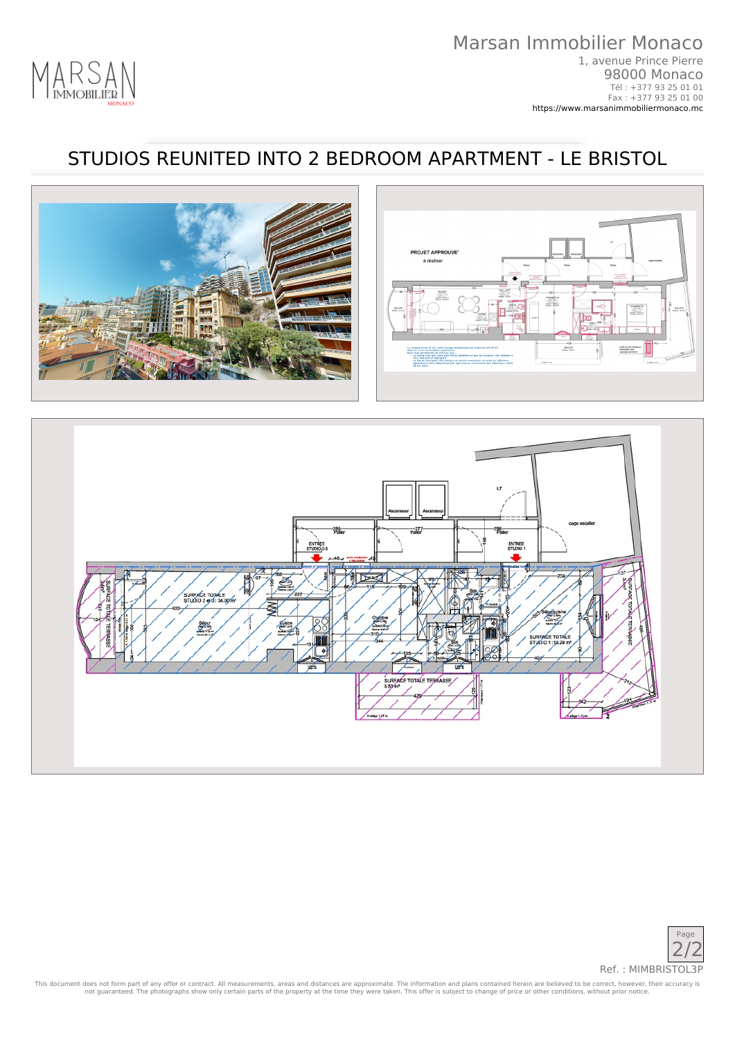Marsan Immobilier Monaco
1, avenue Prince Pierre
98000 Monaco
Tél : +377 93 25 01 01
Fax : +377 93 25 01 00
https://www.marsanimmobiliermonaco.mc

# STUDIOS REUNITED INTO 2 BEDROOM APARTMENT - LE BRISTOL

Ref. : MIMBRISTOL3P

This document does not form part of any offer or contract. All measurements, areas and distances are approximate. The information and plans contained herein are believed to be correct, however, their accuracy is not guaranteed. The photographs show only certain parts of the property at the time they were taken. This offer is subject to change of price or other conditions, without prior notice.